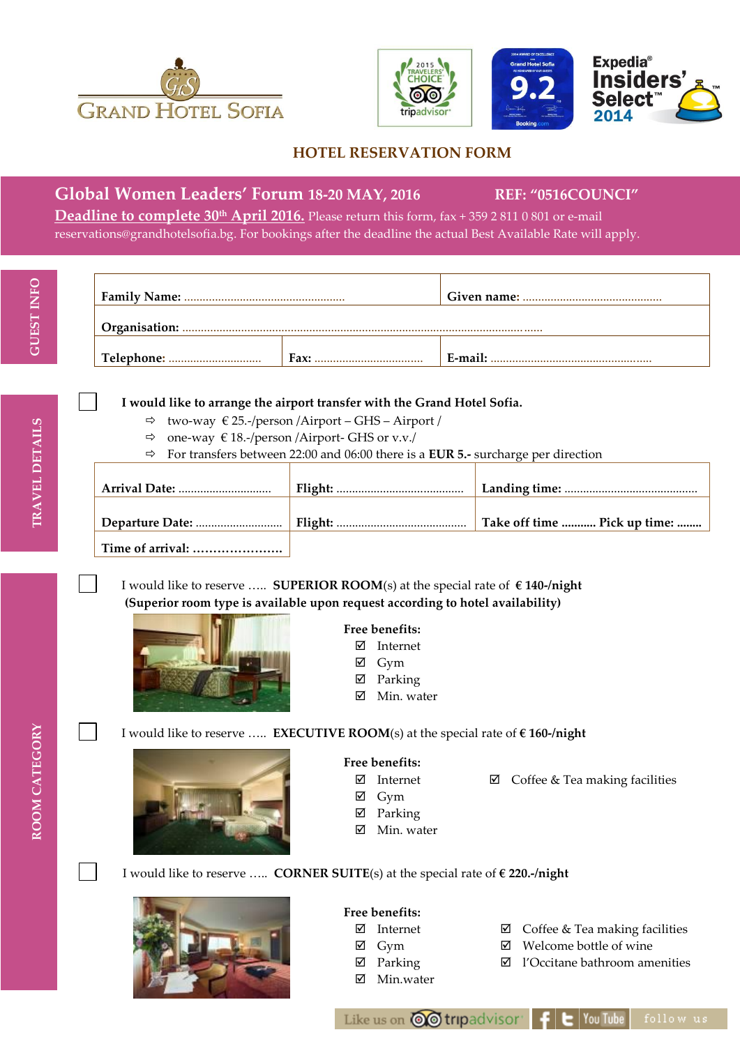GRAND HOTEL SOFIA

2015 TRAVELERS' CHOICE tripadvisor

2014 AWARD OF EXCELLENCE Grand Hotel Sofia 9.2 Booking.com

Expedia® Insiders' Select™ 2014

# HOTEL RESERVATION FORM

**Global Women Leaders' Forum 18-20 MAY, 2016** **REF: "0516COUNCI"**

**Deadline to complete 30th April 2016.** Please return this form, fax + 359 2 811 0 801 or e-mail reservations@grandhotelsofia.bg. For bookings after the deadline the actual Best Available Rate will apply.

## GUEST INFO

| **Family Name:** ..................................................... | | **Given name:** ............................................. |
|---|---|---|
| **Organisation:** ............................................................................................................ | | |
| **Telephone:** .............................. | **Fax:** ................................... | **E-mail:** .................................................... |

## TRAVEL DETAILS

☐ **I would like to arrange the airport transfer with the Grand Hotel Sofia.**

- ⇨ two-way € 25.-/person /Airport – GHS – Airport /
- ⇨ one-way € 18.-/person /Airport- GHS or v.v./
- ⇨ For transfers between 22:00 and 06:00 there is a **EUR 5.-** surcharge per direction

| **Arrival Date:** .............................. | **Flight:** ......................................... | **Landing time:** ........................................... |
|---|---|---|
| **Departure Date:** ............................ | **Flight:** .......................................... | **Take off time** .......... **Pick up time:** ........ |
| **Time of arrival:** …………………. | | |

## ROOM CATEGORY

☐ I would like to reserve ….. **SUPERIOR ROOM**(s) at the special rate of **€ 140-/night**
**(Superior room type is available upon request according to hotel availability)**

**Free benefits:**

- ☑ Internet
- ☑ Gym
- ☑ Parking
- ☑ Min. water

☐ I would like to reserve ….. **EXECUTIVE ROOM**(s) at the special rate of **€ 160-/night**

**Free benefits:**

- ☑ Internet
- ☑ Gym
- ☑ Parking
- ☑ Min. water
- ☑ Coffee & Tea making facilities

☐ I would like to reserve ….. **CORNER SUITE**(s) at the special rate of **€ 220.-/night**

**Free benefits:**

- ☑ Internet
- ☑ Gym
- ☑ Parking
- ☑ Min.water
- ☑ Coffee & Tea making facilities
- ☑ Welcome bottle of wine
- ☑ l'Occitane bathroom amenities

Like us on tripadvisor | f | t | You Tube | follow us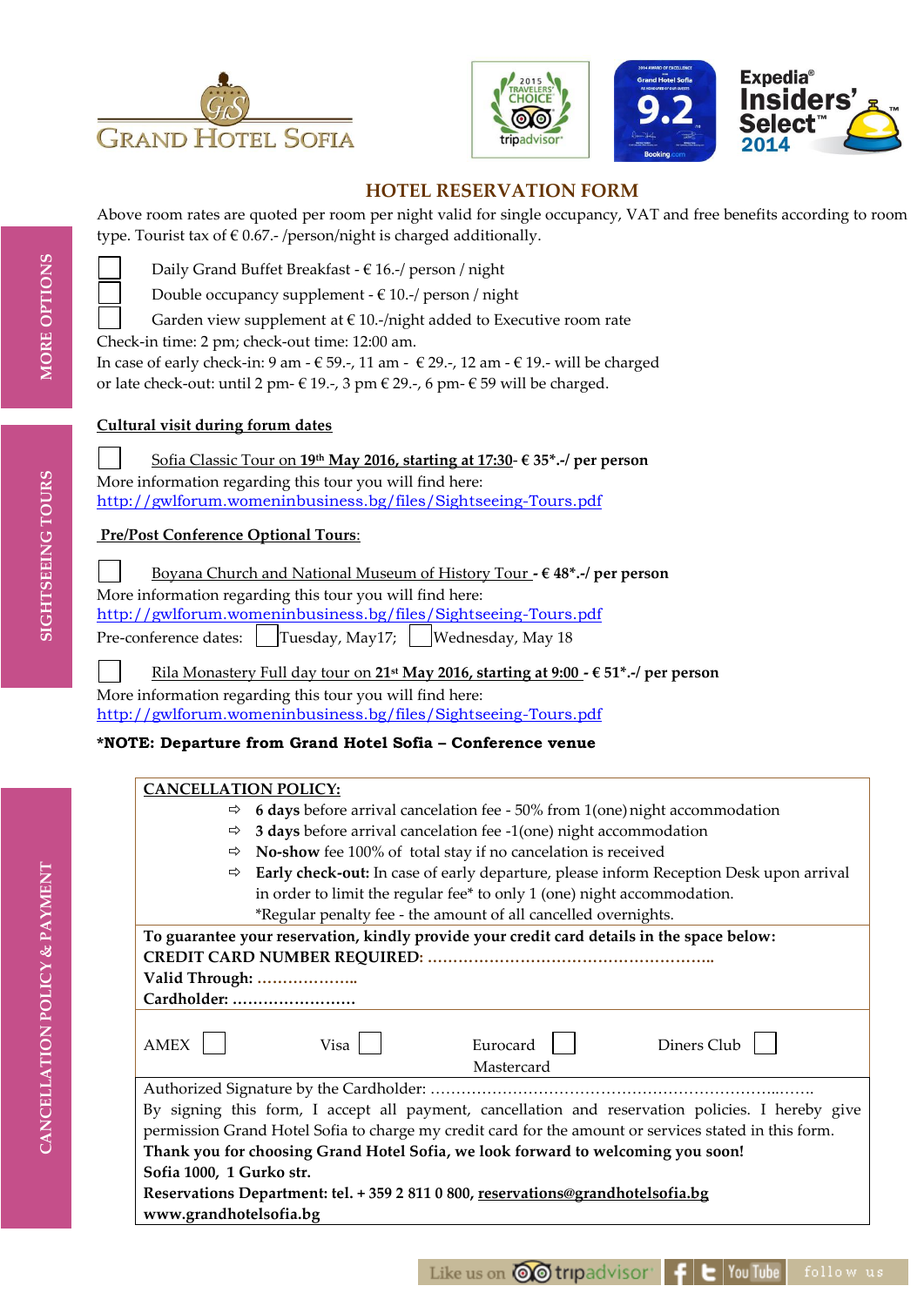GRAND HOTEL SOFIA

## HOTEL RESERVATION FORM

Above room rates are quoted per room per night valid for single occupancy, VAT and free benefits according to room type. Tourist tax of € 0.67.- /person/night is charged additionally.

MORE OPTIONS

☐ Daily Grand Buffet Breakfast - € 16.-/ person / night

☐ Double occupancy supplement - € 10.-/ person / night

☐ Garden view supplement at € 10.-/night added to Executive room rate

Check-in time: 2 pm; check-out time: 12:00 am.

In case of early check-in: 9 am - € 59.-, 11 am - € 29.-, 12 am - € 19.- will be charged or late check-out: until 2 pm- € 19.-, 3 pm € 29.-, 6 pm- € 59 will be charged.

SIGHTSEEING TOURS

**Cultural visit during forum dates**

☐ Sofia Classic Tour on 19th May 2016, starting at 17:30- **€ 35*.-/ per person**

More information regarding this tour you will find here:
http://gwlforum.womeninbusiness.bg/files/Sightseeing-Tours.pdf

**Pre/Post Conference Optional Tours**:

☐ Boyana Church and National Museum of History Tour - **€ 48*.-/ per person**

More information regarding this tour you will find here:
http://gwlforum.womeninbusiness.bg/files/Sightseeing-Tours.pdf

Pre-conference dates: ☐ Tuesday, May17; ☐ Wednesday, May 18

☐ Rila Monastery Full day tour on **21st May 2016, starting at 9:00 - € 51*.-/ per person**

More information regarding this tour you will find here:
http://gwlforum.womeninbusiness.bg/files/Sightseeing-Tours.pdf

***NOTE: Departure from Grand Hotel Sofia – Conference venue**

CANCELLATION POLICY & PAYMENT

**CANCELLATION POLICY:**

- **6 days** before arrival cancellation fee - 50% from 1(one) night accommodation
- **3 days** before arrival cancellation fee -1(one) night accommodation
- **No-show** fee 100% of total stay if no cancelation is received
- **Early check-out:** In case of early departure, please inform Reception Desk upon arrival in order to limit the regular fee* to only 1 (one) night accommodation.
  *Regular penalty fee - the amount of all cancelled overnights.

**To guarantee your reservation, kindly provide your credit card details in the space below:**
**CREDIT CARD NUMBER REQUIRED: ………………………………………………..**
**Valid Through: ………………..**
**Cardholder: ……………………**

AMEX ☐ Visa ☐ Eurocard Mastercard ☐ Diners Club ☐

Authorized Signature by the Cardholder: ………………………………………………………………..…….

By signing this form, I accept all payment, cancellation and reservation policies. I hereby give permission Grand Hotel Sofia to charge my credit card for the amount or services stated in this form.

**Thank you for choosing Grand Hotel Sofia, we look forward to welcoming you soon!**
**Sofia 1000, 1 Gurko str.**
**Reservations Department: tel. + 359 2 811 0 800, reservations@grandhotelsofia.bg**
**www.grandhotelsofia.bg**

Like us on tripadvisor | follow us